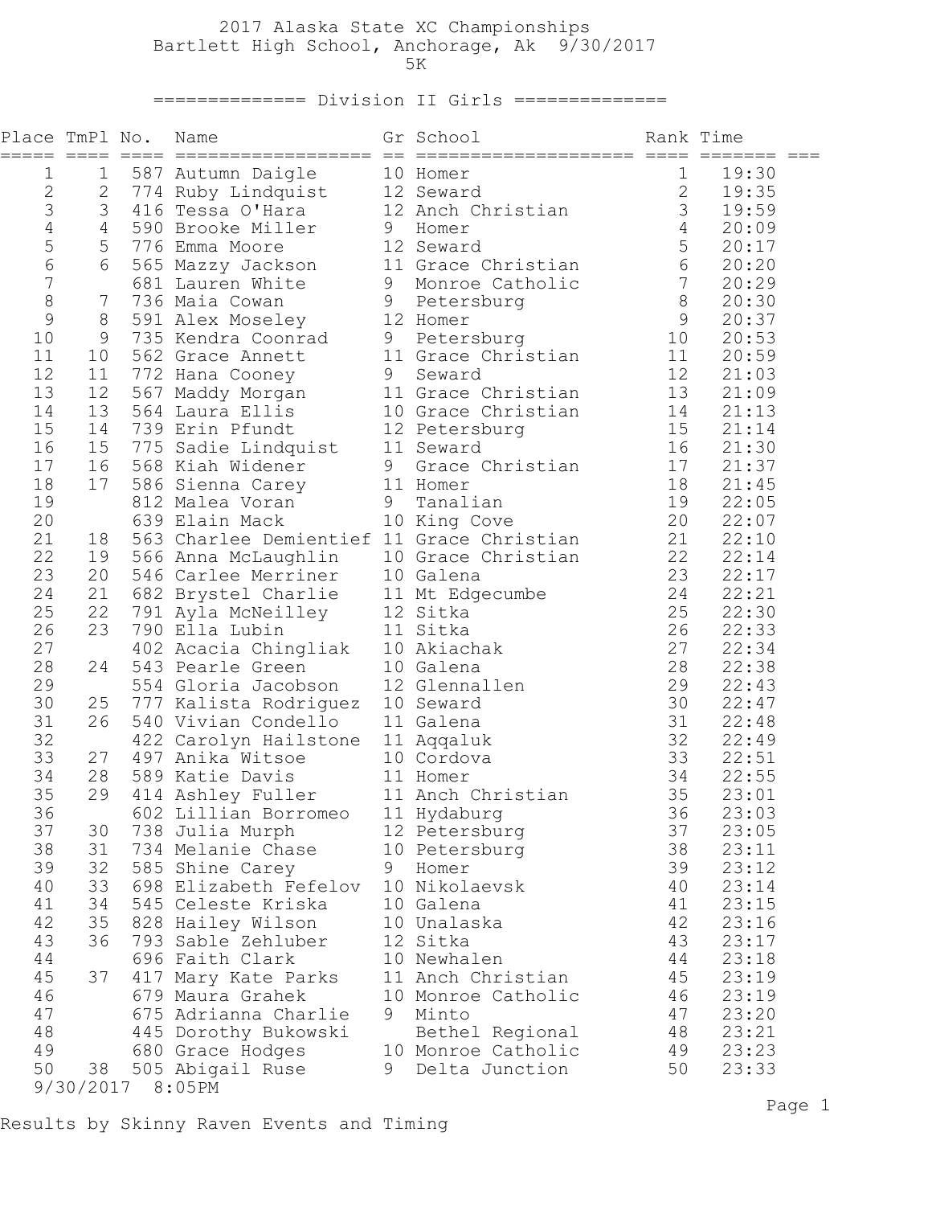# 2017 Alaska State XC Championships

Bartlett High School, Anchorage, Ak 9/30/2017

5K

## Division II Girls

| Place | TmPl | No. | Name | Gr | School | Rank | Time |
|---|---|---|---|---|---|---|---|
| 1 | 1 | 587 | Autumn Daigle | 10 | Homer | 1 | 19:30 |
| 2 | 2 | 774 | Ruby Lindquist | 12 | Seward | 2 | 19:35 |
| 3 | 3 | 416 | Tessa O'Hara | 12 | Anch Christian | 3 | 19:59 |
| 4 | 4 | 590 | Brooke Miller | 9 | Homer | 4 | 20:09 |
| 5 | 5 | 776 | Emma Moore | 12 | Seward | 5 | 20:17 |
| 6 | 6 | 565 | Mazzy Jackson | 11 | Grace Christian | 6 | 20:20 |
| 7 | | 681 | Lauren White | 9 | Monroe Catholic | 7 | 20:29 |
| 8 | 7 | 736 | Maia Cowan | 9 | Petersburg | 8 | 20:30 |
| 9 | 8 | 591 | Alex Moseley | 12 | Homer | 9 | 20:37 |
| 10 | 9 | 735 | Kendra Coonrad | 9 | Petersburg | 10 | 20:53 |
| 11 | 10 | 562 | Grace Annett | 11 | Grace Christian | 11 | 20:59 |
| 12 | 11 | 772 | Hana Cooney | 9 | Seward | 12 | 21:03 |
| 13 | 12 | 567 | Maddy Morgan | 11 | Grace Christian | 13 | 21:09 |
| 14 | 13 | 564 | Laura Ellis | 10 | Grace Christian | 14 | 21:13 |
| 15 | 14 | 739 | Erin Pfundt | 12 | Petersburg | 15 | 21:14 |
| 16 | 15 | 775 | Sadie Lindquist | 11 | Seward | 16 | 21:30 |
| 17 | 16 | 568 | Kiah Widener | 9 | Grace Christian | 17 | 21:37 |
| 18 | 17 | 586 | Sienna Carey | 11 | Homer | 18 | 21:45 |
| 19 | | 812 | Malea Voran | 9 | Tanalian | 19 | 22:05 |
| 20 | | 639 | Elain Mack | 10 | King Cove | 20 | 22:07 |
| 21 | 18 | 563 | Charlee Demientief | 11 | Grace Christian | 21 | 22:10 |
| 22 | 19 | 566 | Anna McLaughlin | 10 | Grace Christian | 22 | 22:14 |
| 23 | 20 | 546 | Carlee Merriner | 10 | Galena | 23 | 22:17 |
| 24 | 21 | 682 | Brystel Charlie | 11 | Mt Edgecumbe | 24 | 22:21 |
| 25 | 22 | 791 | Ayla McNeilley | 12 | Sitka | 25 | 22:30 |
| 26 | 23 | 790 | Ella Lubin | 11 | Sitka | 26 | 22:33 |
| 27 | | 402 | Acacia Chingliak | 10 | Akiachak | 27 | 22:34 |
| 28 | 24 | 543 | Pearle Green | 10 | Galena | 28 | 22:38 |
| 29 | | 554 | Gloria Jacobson | 12 | Glennallen | 29 | 22:43 |
| 30 | 25 | 777 | Kalista Rodriguez | 10 | Seward | 30 | 22:47 |
| 31 | 26 | 540 | Vivian Condello | 11 | Galena | 31 | 22:48 |
| 32 | | 422 | Carolyn Hailstone | 11 | Aqqaluk | 32 | 22:49 |
| 33 | 27 | 497 | Anika Witsoe | 10 | Cordova | 33 | 22:51 |
| 34 | 28 | 589 | Katie Davis | 11 | Homer | 34 | 22:55 |
| 35 | 29 | 414 | Ashley Fuller | 11 | Anch Christian | 35 | 23:01 |
| 36 | | 602 | Lillian Borromeo | 11 | Hydaburg | 36 | 23:03 |
| 37 | 30 | 738 | Julia Murph | 12 | Petersburg | 37 | 23:05 |
| 38 | 31 | 734 | Melanie Chase | 10 | Petersburg | 38 | 23:11 |
| 39 | 32 | 585 | Shine Carey | 9 | Homer | 39 | 23:12 |
| 40 | 33 | 698 | Elizabeth Fefelov | 10 | Nikolaevsk | 40 | 23:14 |
| 41 | 34 | 545 | Celeste Kriska | 10 | Galena | 41 | 23:15 |
| 42 | 35 | 828 | Hailey Wilson | 10 | Unalaska | 42 | 23:16 |
| 43 | 36 | 793 | Sable Zehluber | 12 | Sitka | 43 | 23:17 |
| 44 | | 696 | Faith Clark | 10 | Newhalen | 44 | 23:18 |
| 45 | 37 | 417 | Mary Kate Parks | 11 | Anch Christian | 45 | 23:19 |
| 46 | | 679 | Maura Grahek | 10 | Monroe Catholic | 46 | 23:19 |
| 47 | | 675 | Adrianna Charlie | 9 | Minto | 47 | 23:20 |
| 48 | | 445 | Dorothy Bukowski | | Bethel Regional | 48 | 23:21 |
| 49 | | 680 | Grace Hodges | 10 | Monroe Catholic | 49 | 23:23 |
| 50 | 38 | 505 | Abigail Ruse | 9 | Delta Junction | 50 | 23:33 |

9/30/2017 8:05PM

Results by Skinny Raven Events and Timing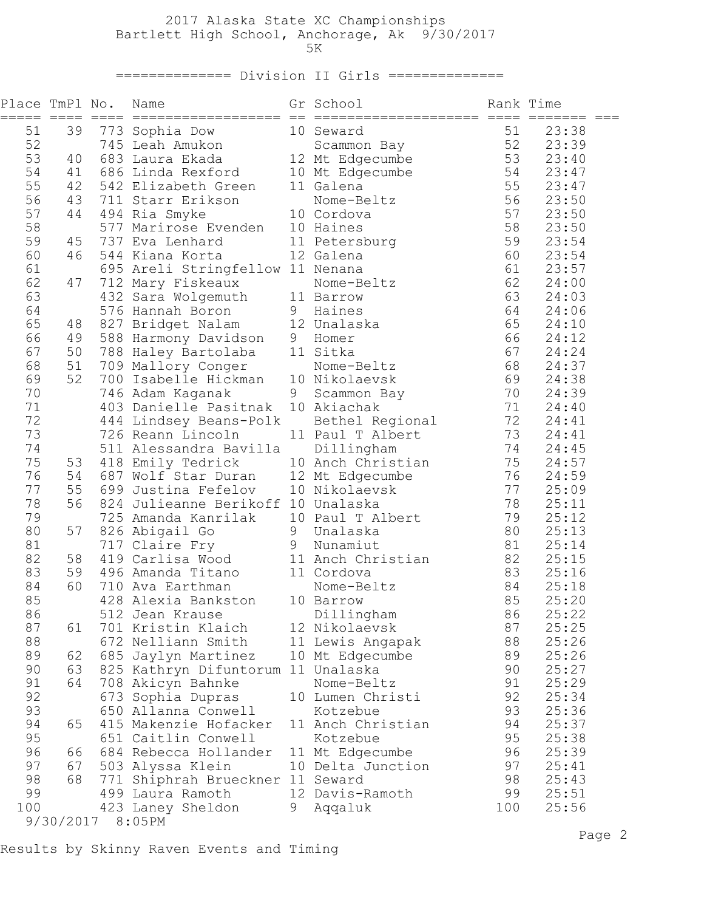# 2017 Alaska State XC Championships

Bartlett High School, Anchorage, Ak 9/30/2017

5K

## Division II Girls

| Place | TmPl | No. | Name | Gr | School | Rank | Time |
|---|---|---|---|---|---|---|---|
| 51 | 39 | 773 | Sophia Dow | 10 | Seward | 51 | 23:38 |
| 52 | | 745 | Leah Amukon | | Scammon Bay | 52 | 23:39 |
| 53 | 40 | 683 | Laura Ekada | 12 | Mt Edgecumbe | 53 | 23:40 |
| 54 | 41 | 686 | Linda Rexford | 10 | Mt Edgecumbe | 54 | 23:47 |
| 55 | 42 | 542 | Elizabeth Green | 11 | Galena | 55 | 23:47 |
| 56 | 43 | 711 | Starr Erikson | | Nome-Beltz | 56 | 23:50 |
| 57 | 44 | 494 | Ria Smyke | 10 | Cordova | 57 | 23:50 |
| 58 | | 577 | Marirose Evenden | 10 | Haines | 58 | 23:50 |
| 59 | 45 | 737 | Eva Lenhard | 11 | Petersburg | 59 | 23:54 |
| 60 | 46 | 544 | Kiana Korta | 12 | Galena | 60 | 23:54 |
| 61 | | 695 | Areli Stringfellow | 11 | Nenana | 61 | 23:57 |
| 62 | 47 | 712 | Mary Fiskeaux | | Nome-Beltz | 62 | 24:00 |
| 63 | | 432 | Sara Wolgemuth | 11 | Barrow | 63 | 24:03 |
| 64 | | 576 | Hannah Boron | 9 | Haines | 64 | 24:06 |
| 65 | 48 | 827 | Bridget Nalam | 12 | Unalaska | 65 | 24:10 |
| 66 | 49 | 588 | Harmony Davidson | 9 | Homer | 66 | 24:12 |
| 67 | 50 | 788 | Haley Bartolaba | 11 | Sitka | 67 | 24:24 |
| 68 | 51 | 709 | Mallory Conger | | Nome-Beltz | 68 | 24:37 |
| 69 | 52 | 700 | Isabelle Hickman | 10 | Nikolaevsk | 69 | 24:38 |
| 70 | | 746 | Adam Kaganak | 9 | Scammon Bay | 70 | 24:39 |
| 71 | | 403 | Danielle Pasitnak | 10 | Akiachak | 71 | 24:40 |
| 72 | | 444 | Lindsey Beans-Polk | | Bethel Regional | 72 | 24:41 |
| 73 | | 726 | Reann Lincoln | 11 | Paul T Albert | 73 | 24:41 |
| 74 | | 511 | Alessandra Bavilla | | Dillingham | 74 | 24:45 |
| 75 | 53 | 418 | Emily Tedrick | 10 | Anch Christian | 75 | 24:57 |
| 76 | 54 | 687 | Wolf Star Duran | 12 | Mt Edgecumbe | 76 | 24:59 |
| 77 | 55 | 699 | Justina Fefelov | 10 | Nikolaevsk | 77 | 25:09 |
| 78 | 56 | 824 | Julieanne Berikoff | 10 | Unalaska | 78 | 25:11 |
| 79 | | 725 | Amanda Kanrilak | 10 | Paul T Albert | 79 | 25:12 |
| 80 | 57 | 826 | Abigail Go | 9 | Unalaska | 80 | 25:13 |
| 81 | | 717 | Claire Fry | 9 | Nunamiut | 81 | 25:14 |
| 82 | 58 | 419 | Carlisa Wood | 11 | Anch Christian | 82 | 25:15 |
| 83 | 59 | 496 | Amanda Titano | 11 | Cordova | 83 | 25:16 |
| 84 | 60 | 710 | Ava Earthman | | Nome-Beltz | 84 | 25:18 |
| 85 | | 428 | Alexia Bankston | 10 | Barrow | 85 | 25:20 |
| 86 | | 512 | Jean Krause | | Dillingham | 86 | 25:22 |
| 87 | 61 | 701 | Kristin Klaich | 12 | Nikolaevsk | 87 | 25:25 |
| 88 | | 672 | Nelliann Smith | 11 | Lewis Angapak | 88 | 25:26 |
| 89 | 62 | 685 | Jaylyn Martinez | 10 | Mt Edgecumbe | 89 | 25:26 |
| 90 | 63 | 825 | Kathryn Difuntorum | 11 | Unalaska | 90 | 25:27 |
| 91 | 64 | 708 | Akicyn Bahnke | | Nome-Beltz | 91 | 25:29 |
| 92 | | 673 | Sophia Dupras | 10 | Lumen Christi | 92 | 25:34 |
| 93 | | 650 | Allanna Conwell | | Kotzebue | 93 | 25:36 |
| 94 | 65 | 415 | Makenzie Hofacker | 11 | Anch Christian | 94 | 25:37 |
| 95 | | 651 | Caitlin Conwell | | Kotzebue | 95 | 25:38 |
| 96 | 66 | 684 | Rebecca Hollander | 11 | Mt Edgecumbe | 96 | 25:39 |
| 97 | 67 | 503 | Alyssa Klein | 10 | Delta Junction | 97 | 25:41 |
| 98 | 68 | 771 | Shiphrah Brueckner | 11 | Seward | 98 | 25:43 |
| 99 | | 499 | Laura Ramoth | 12 | Davis-Ramoth | 99 | 25:51 |
| 100 | | 423 | Laney Sheldon | 9 | Aqqaluk | 100 | 25:56 |

9/30/2017 8:05PM

Results by Skinny Raven Events and Timing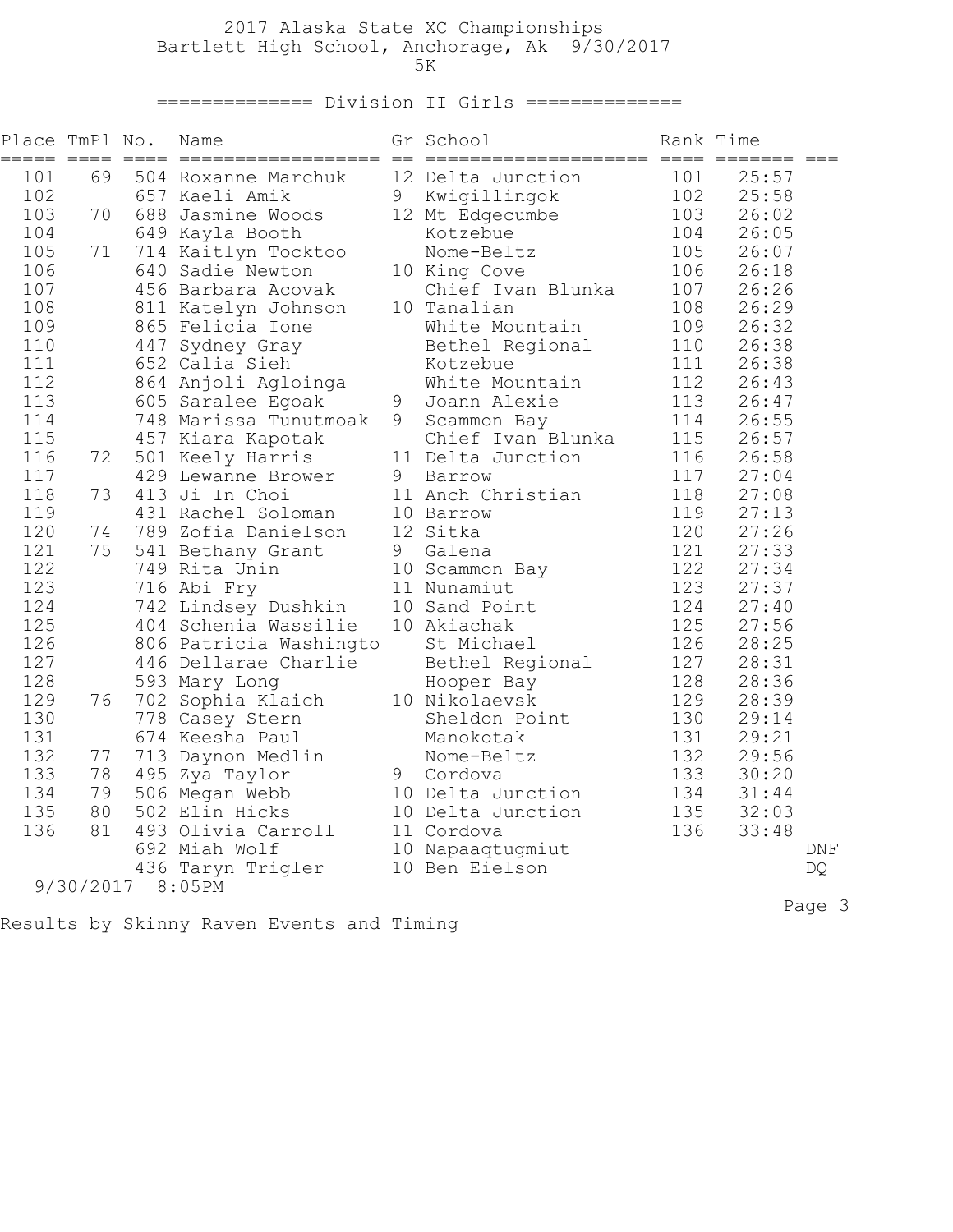# 2017 Alaska State XC Championships

Bartlett High School, Anchorage, Ak 9/30/2017

5K

## ============== Division II Girls ==============

| Place | TmPl | No. | Name | Gr | School | Rank | Time | |
|---|---|---|---|---|---|---|---|---|
| 101 | 69 | 504 | Roxanne Marchuk | 12 | Delta Junction | 101 | 25:57 | |
| 102 | | 657 | Kaeli Amik | 9 | Kwigillingok | 102 | 25:58 | |
| 103 | 70 | 688 | Jasmine Woods | 12 | Mt Edgecumbe | 103 | 26:02 | |
| 104 | | 649 | Kayla Booth | | Kotzebue | 104 | 26:05 | |
| 105 | 71 | 714 | Kaitlyn Tocktoo | | Nome-Beltz | 105 | 26:07 | |
| 106 | | 640 | Sadie Newton | 10 | King Cove | 106 | 26:18 | |
| 107 | | 456 | Barbara Acovak | | Chief Ivan Blunka | 107 | 26:26 | |
| 108 | | 811 | Katelyn Johnson | 10 | Tanalian | 108 | 26:29 | |
| 109 | | 865 | Felicia Ione | | White Mountain | 109 | 26:32 | |
| 110 | | 447 | Sydney Gray | | Bethel Regional | 110 | 26:38 | |
| 111 | | 652 | Calia Sieh | | Kotzebue | 111 | 26:38 | |
| 112 | | 864 | Anjoli Agloinga | | White Mountain | 112 | 26:43 | |
| 113 | | 605 | Saralee Egoak | 9 | Joann Alexie | 113 | 26:47 | |
| 114 | | 748 | Marissa Tunutmoak | 9 | Scammon Bay | 114 | 26:55 | |
| 115 | | 457 | Kiara Kapotak | | Chief Ivan Blunka | 115 | 26:57 | |
| 116 | 72 | 501 | Keely Harris | 11 | Delta Junction | 116 | 26:58 | |
| 117 | | 429 | Lewanne Brower | 9 | Barrow | 117 | 27:04 | |
| 118 | 73 | 413 | Ji In Choi | 11 | Anch Christian | 118 | 27:08 | |
| 119 | | 431 | Rachel Soloman | 10 | Barrow | 119 | 27:13 | |
| 120 | 74 | 789 | Zofia Danielson | 12 | Sitka | 120 | 27:26 | |
| 121 | 75 | 541 | Bethany Grant | 9 | Galena | 121 | 27:33 | |
| 122 | | 749 | Rita Unin | 10 | Scammon Bay | 122 | 27:34 | |
| 123 | | 716 | Abi Fry | 11 | Nunamiut | 123 | 27:37 | |
| 124 | | 742 | Lindsey Dushkin | 10 | Sand Point | 124 | 27:40 | |
| 125 | | 404 | Schenia Wassilie | 10 | Akiachak | 125 | 27:56 | |
| 126 | | 806 | Patricia Washingto | | St Michael | 126 | 28:25 | |
| 127 | | 446 | Dellarae Charlie | | Bethel Regional | 127 | 28:31 | |
| 128 | | 593 | Mary Long | | Hooper Bay | 128 | 28:36 | |
| 129 | 76 | 702 | Sophia Klaich | 10 | Nikolaevsk | 129 | 28:39 | |
| 130 | | 778 | Casey Stern | | Sheldon Point | 130 | 29:14 | |
| 131 | | 674 | Keesha Paul | | Manokotak | 131 | 29:21 | |
| 132 | 77 | 713 | Daynon Medlin | | Nome-Beltz | 132 | 29:56 | |
| 133 | 78 | 495 | Zya Taylor | 9 | Cordova | 133 | 30:20 | |
| 134 | 79 | 506 | Megan Webb | 10 | Delta Junction | 134 | 31:44 | |
| 135 | 80 | 502 | Elin Hicks | 10 | Delta Junction | 135 | 32:03 | |
| 136 | 81 | 493 | Olivia Carroll | 11 | Cordova | 136 | 33:48 | |
| | | 692 | Miah Wolf | 10 | Napaaqtugmiut | | | DNF |
| | | 436 | Taryn Trigler | 10 | Ben Eielson | | | DQ |

9/30/2017 8:05PM

Results by Skinny Raven Events and Timing